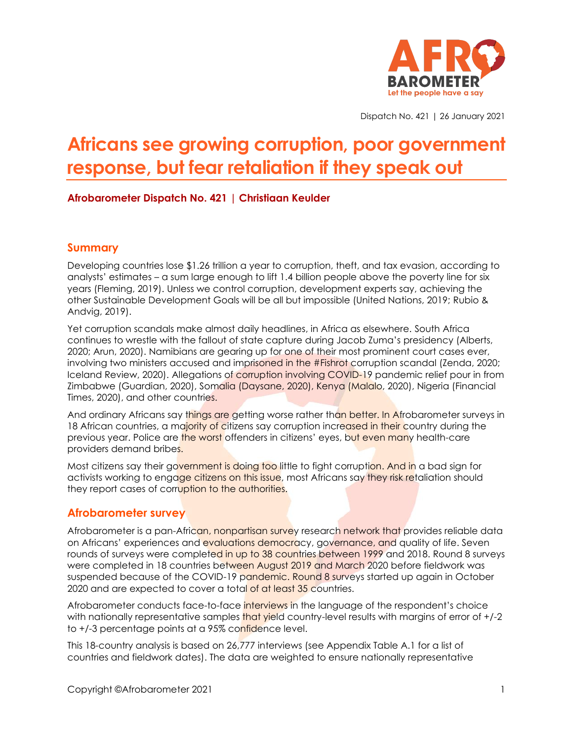Dispatch No. 421 | 26 January 2021

# Africans see growing corruption, poor government response, but fear retaliation if they speak out

**Afrobarometer Dispatch No. 421 | Christiaan Keulder**

## Summary

Developing countries lose $1.26 trillion a year to corruption, theft, and tax evasion, according to analysts' estimates – a sum large enough to lift 1.4 billion people above the poverty line for six years (Fleming, 2019). Unless we control corruption, development experts say, achieving the other Sustainable Development Goals will be all but impossible (United Nations, 2019; Rubio & Andvig, 2019).

Yet corruption scandals make almost daily headlines, in Africa as elsewhere. South Africa continues to wrestle with the fallout of state capture during Jacob Zuma's presidency (Alberts, 2020; Arun, 2020). Namibians are gearing up for one of their most prominent court cases ever, involving two ministers accused and imprisoned in the #Fishrot corruption scandal (Zenda, 2020; Iceland Review, 2020). Allegations of corruption involving COVID-19 pandemic relief pour in from Zimbabwe (Guardian, 2020), Somalia (Daysane, 2020), Kenya (Malalo, 2020), Nigeria (Financial Times, 2020), and other countries.

And ordinary Africans say things are getting worse rather than better. In Afrobarometer surveys in 18 African countries, a majority of citizens say corruption increased in their country during the previous year. Police are the worst offenders in citizens' eyes, but even many health-care providers demand bribes.

Most citizens say their government is doing too little to fight corruption. And in a bad sign for activists working to engage citizens on this issue, most Africans say they risk retaliation should they report cases of corruption to the authorities.

## Afrobarometer survey

Afrobarometer is a pan-African, nonpartisan survey research network that provides reliable data on Africans' experiences and evaluations democracy, governance, and quality of life. Seven rounds of surveys were completed in up to 38 countries between 1999 and 2018. Round 8 surveys were completed in 18 countries between August 2019 and March 2020 before fieldwork was suspended because of the COVID-19 pandemic. Round 8 surveys started up again in October 2020 and are expected to cover a total of at least 35 countries.

Afrobarometer conducts face-to-face interviews in the language of the respondent's choice with nationally representative samples that yield country-level results with margins of error of +/-2 to +/-3 percentage points at a 95% confidence level.

This 18-country analysis is based on 26,777 interviews (see Appendix Table A.1 for a list of countries and fieldwork dates). The data are weighted to ensure nationally representative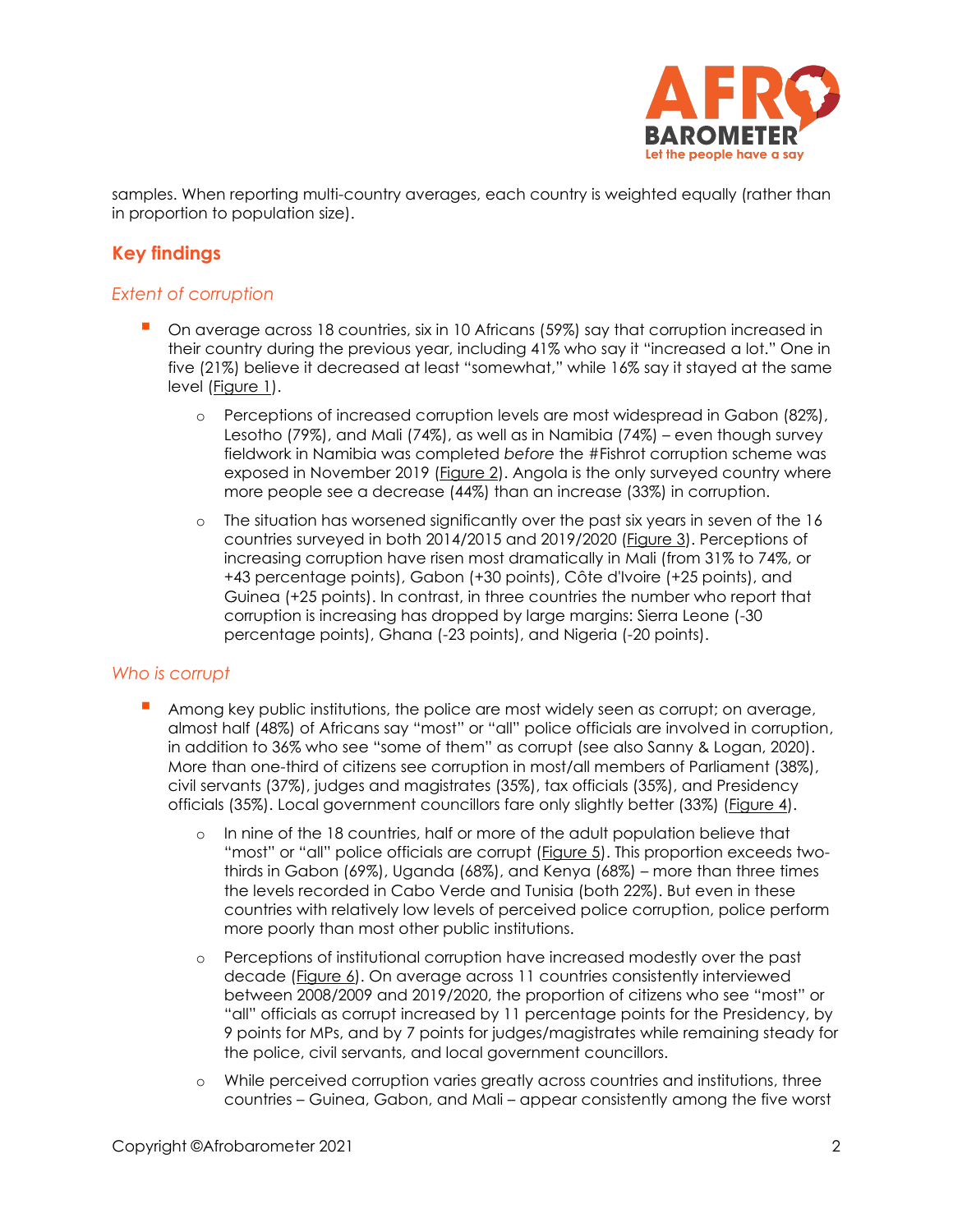samples. When reporting multi-country averages, each country is weighted equally (rather than in proportion to population size).

## Key findings

### *Extent of corruption*

- On average across 18 countries, six in 10 Africans (59%) say that corruption increased in their country during the previous year, including 41% who say it "increased a lot." One in five (21%) believe it decreased at least "somewhat," while 16% say it stayed at the same level (Figure 1).
  - Perceptions of increased corruption levels are most widespread in Gabon (82%), Lesotho (79%), and Mali (74%), as well as in Namibia (74%) – even though survey fieldwork in Namibia was completed *before* the #Fishrot corruption scheme was exposed in November 2019 (Figure 2). Angola is the only surveyed country where more people see a decrease (44%) than an increase (33%) in corruption.
  - The situation has worsened significantly over the past six years in seven of the 16 countries surveyed in both 2014/2015 and 2019/2020 (Figure 3). Perceptions of increasing corruption have risen most dramatically in Mali (from 31% to 74%, or +43 percentage points), Gabon (+30 points), Côte d'Ivoire (+25 points), and Guinea (+25 points). In contrast, in three countries the number who report that corruption is increasing has dropped by large margins: Sierra Leone (-30 percentage points), Ghana (-23 points), and Nigeria (-20 points).

### *Who is corrupt*

- Among key public institutions, the police are most widely seen as corrupt; on average, almost half (48%) of Africans say "most" or "all" police officials are involved in corruption, in addition to 36% who see "some of them" as corrupt (see also Sanny & Logan, 2020). More than one-third of citizens see corruption in most/all members of Parliament (38%), civil servants (37%), judges and magistrates (35%), tax officials (35%), and Presidency officials (35%). Local government councillors fare only slightly better (33%) (Figure 4).
  - In nine of the 18 countries, half or more of the adult population believe that "most" or "all" police officials are corrupt (Figure 5). This proportion exceeds two-thirds in Gabon (69%), Uganda (68%), and Kenya (68%) – more than three times the levels recorded in Cabo Verde and Tunisia (both 22%). But even in these countries with relatively low levels of perceived police corruption, police perform more poorly than most other public institutions.
  - Perceptions of institutional corruption have increased modestly over the past decade (Figure 6). On average across 11 countries consistently interviewed between 2008/2009 and 2019/2020, the proportion of citizens who see "most" or "all" officials as corrupt increased by 11 percentage points for the Presidency, by 9 points for MPs, and by 7 points for judges/magistrates while remaining steady for the police, civil servants, and local government councillors.
  - While perceived corruption varies greatly across countries and institutions, three countries – Guinea, Gabon, and Mali – appear consistently among the five worst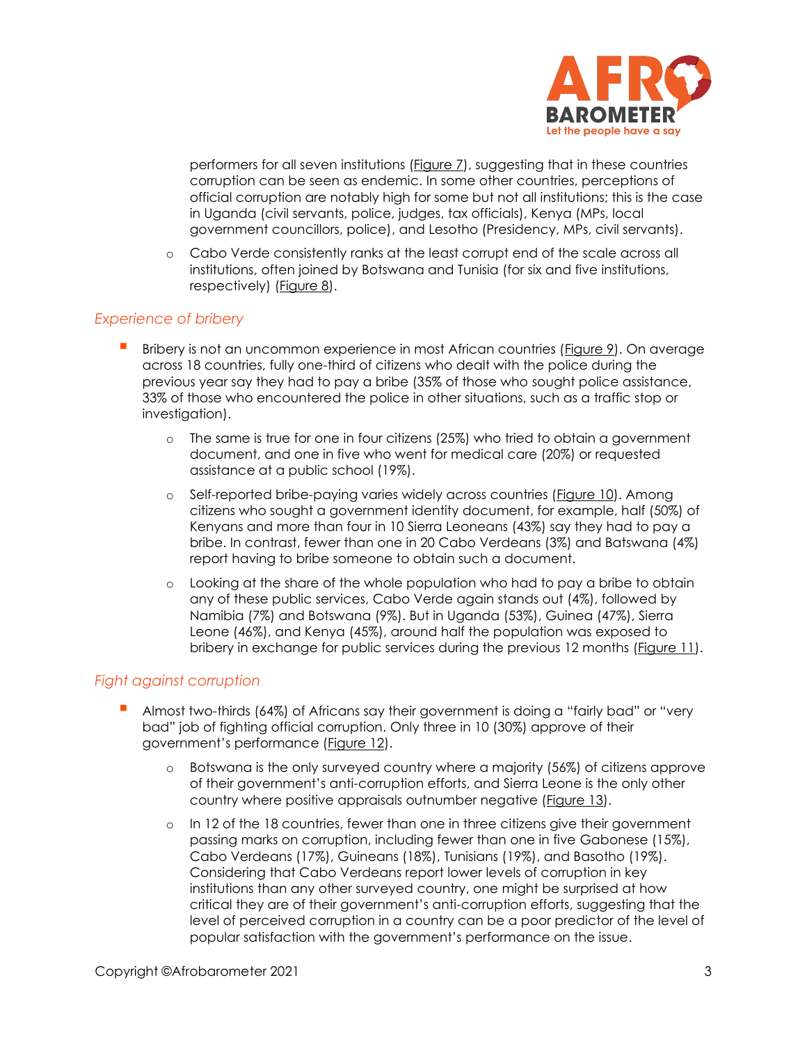performers for all seven institutions (Figure 7), suggesting that in these countries corruption can be seen as endemic. In some other countries, perceptions of official corruption are notably high for some but not all institutions; this is the case in Uganda (civil servants, police, judges, tax officials), Kenya (MPs, local government councillors, police), and Lesotho (Presidency, MPs, civil servants).

  - Cabo Verde consistently ranks at the least corrupt end of the scale across all institutions, often joined by Botswana and Tunisia (for six and five institutions, respectively) (Figure 8).

### *Experience of bribery*

- Bribery is not an uncommon experience in most African countries (Figure 9). On average across 18 countries, fully one-third of citizens who dealt with the police during the previous year say they had to pay a bribe (35% of those who sought police assistance, 33% of those who encountered the police in other situations, such as a traffic stop or investigation).
  - The same is true for one in four citizens (25%) who tried to obtain a government document, and one in five who went for medical care (20%) or requested assistance at a public school (19%).
  - Self-reported bribe-paying varies widely across countries (Figure 10). Among citizens who sought a government identity document, for example, half (50%) of Kenyans and more than four in 10 Sierra Leoneans (43%) say they had to pay a bribe. In contrast, fewer than one in 20 Cabo Verdeans (3%) and Batswana (4%) report having to bribe someone to obtain such a document.
  - Looking at the share of the whole population who had to pay a bribe to obtain any of these public services, Cabo Verde again stands out (4%), followed by Namibia (7%) and Botswana (9%). But in Uganda (53%), Guinea (47%), Sierra Leone (46%), and Kenya (45%), around half the population was exposed to bribery in exchange for public services during the previous 12 months (Figure 11).

### *Fight against corruption*

- Almost two-thirds (64%) of Africans say their government is doing a "fairly bad" or "very bad" job of fighting official corruption. Only three in 10 (30%) approve of their government's performance (Figure 12).
  - Botswana is the only surveyed country where a majority (56%) of citizens approve of their government's anti-corruption efforts, and Sierra Leone is the only other country where positive appraisals outnumber negative (Figure 13).
  - In 12 of the 18 countries, fewer than one in three citizens give their government passing marks on corruption, including fewer than one in five Gabonese (15%), Cabo Verdeans (17%), Guineans (18%), Tunisians (19%), and Basotho (19%). Considering that Cabo Verdeans report lower levels of corruption in key institutions than any other surveyed country, one might be surprised at how critical they are of their government's anti-corruption efforts, suggesting that the level of perceived corruption in a country can be a poor predictor of the level of popular satisfaction with the government's performance on the issue.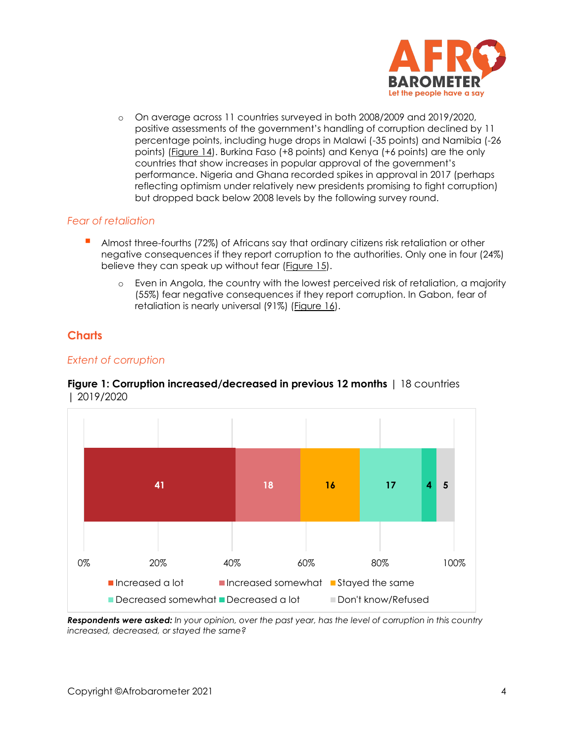- On average across 11 countries surveyed in both 2008/2009 and 2019/2020, positive assessments of the government's handling of corruption declined by 11 percentage points, including huge drops in Malawi (-35 points) and Namibia (-26 points) (Figure 14). Burkina Faso (+8 points) and Kenya (+6 points) are the only countries that show increases in popular approval of the government's performance. Nigeria and Ghana recorded spikes in approval in 2017 (perhaps reflecting optimism under relatively new presidents promising to fight corruption) but dropped back below 2008 levels by the following survey round.

### *Fear of retaliation*

- Almost three-fourths (72%) of Africans say that ordinary citizens risk retaliation or other negative consequences if they report corruption to the authorities. Only one in four (24%) believe they can speak up without fear (Figure 15).
  - Even in Angola, the country with the lowest perceived risk of retaliation, a majority (55%) fear negative consequences if they report corruption. In Gabon, fear of retaliation is nearly universal (91%) (Figure 16).

## Charts

### *Extent of corruption*

**Figure 1: Corruption increased/decreased in previous 12 months** | 18 countries | 2019/2020

| Increased a lot | Increased somewhat | Stayed the same | Decreased somewhat | Decreased a lot | Don't know/Refused |
|---|---|---|---|---|---|
| 41 | 18 | 16 | 17 | 4 | 5 |

***Respondents were asked:*** *In your opinion, over the past year, has the level of corruption in this country increased, decreased, or stayed the same?*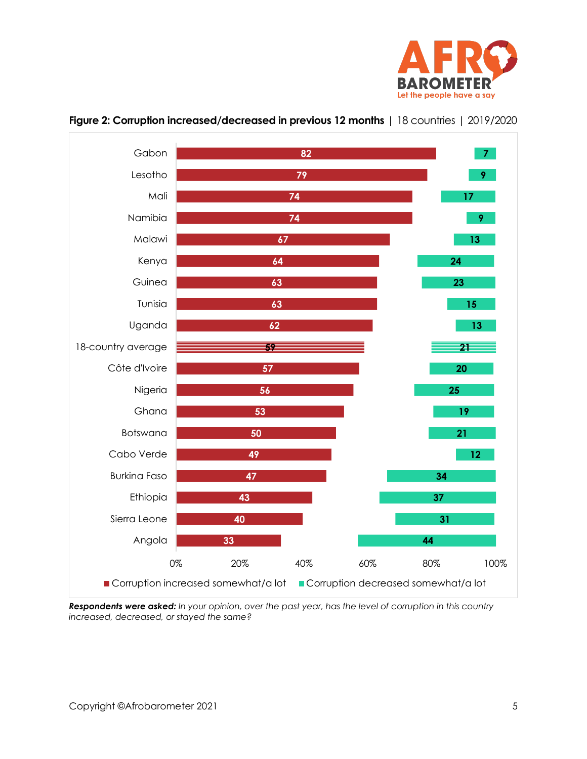**Figure 2: Corruption increased/decreased in previous 12 months** | 18 countries | 2019/2020

| Country | Corruption increased somewhat/a lot | Corruption decreased somewhat/a lot |
|---|---|---|
| Gabon | 82 | 7 |
| Lesotho | 79 | 9 |
| Mali | 74 | 17 |
| Namibia | 74 | 9 |
| Malawi | 67 | 13 |
| Kenya | 64 | 24 |
| Guinea | 63 | 23 |
| Tunisia | 63 | 15 |
| Uganda | 62 | 13 |
| 18-country average | 59 | 21 |
| Côte d'Ivoire | 57 | 20 |
| Nigeria | 56 | 25 |
| Ghana | 53 | 19 |
| Botswana | 50 | 21 |
| Cabo Verde | 49 | 12 |
| Burkina Faso | 47 | 34 |
| Ethiopia | 43 | 37 |
| Sierra Leone | 40 | 31 |
| Angola | 33 | 44 |

***Respondents were asked:*** *In your opinion, over the past year, has the level of corruption in this country increased, decreased, or stayed the same?*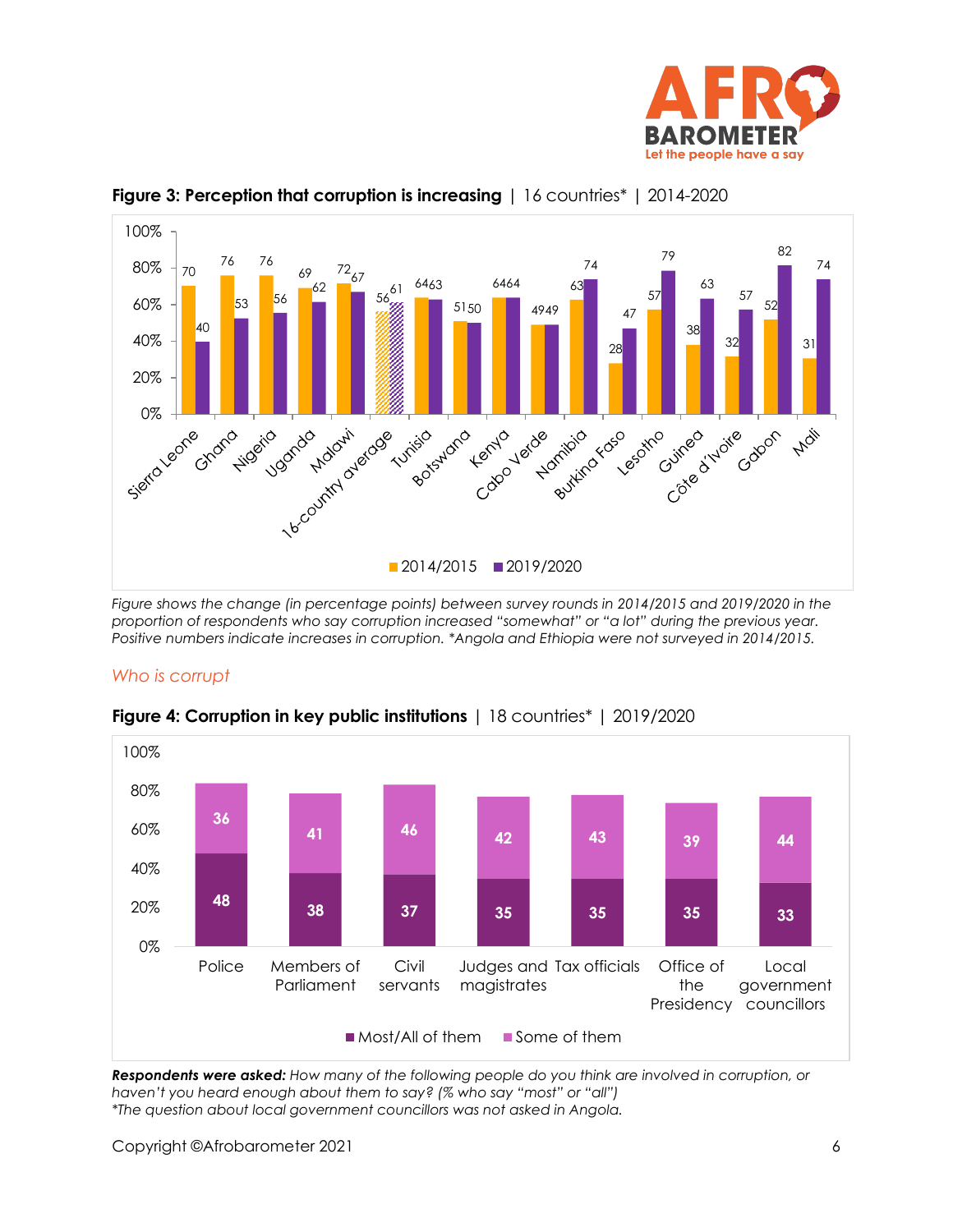**Figure 3: Perception that corruption is increasing** | 16 countries* | 2014-2020

| Country | 2014/2015 | 2019/2020 |
|---|---|---|
| Sierra Leone | 70 | 40 |
| Ghana | 76 | 53 |
| Nigeria | 76 | 56 |
| Uganda | 69 | 62 |
| Malawi | 72 | 67 |
| 16-country average | 56 | 61 |
| Tunisia | 64 | 63 |
| Botswana | 51 | 50 |
| Kenya | 64 | 64 |
| Cabo Verde | 49 | 49 |
| Namibia | 63 | 74 |
| Burkina Faso | 28 | 47 |
| Lesotho | 57 | 79 |
| Guinea | 38 | 63 |
| Côte d'Ivoire | 32 | 57 |
| Gabon | 52 | 82 |
| Mali | 31 | 74 |

*Figure shows the change (in percentage points) between survey rounds in 2014/2015 and 2019/2020 in the proportion of respondents who say corruption increased "somewhat" or "a lot" during the previous year. Positive numbers indicate increases in corruption. *Angola and Ethiopia were not surveyed in 2014/2015.*

## *Who is corrupt*

**Figure 4: Corruption in key public institutions** | 18 countries* | 2019/2020

| Institution | Most/All of them | Some of them |
|---|---|---|
| Police | 48 | 36 |
| Members of Parliament | 38 | 41 |
| Civil servants | 37 | 46 |
| Judges and magistrates | 35 | 42 |
| Tax officials | 35 | 43 |
| Office of the Presidency | 35 | 39 |
| Local government councillors | 33 | 44 |

***Respondents were asked:** How many of the following people do you think are involved in corruption, or haven't you heard enough about them to say? (% who say "most" or "all")*
*\*The question about local government councillors was not asked in Angola.*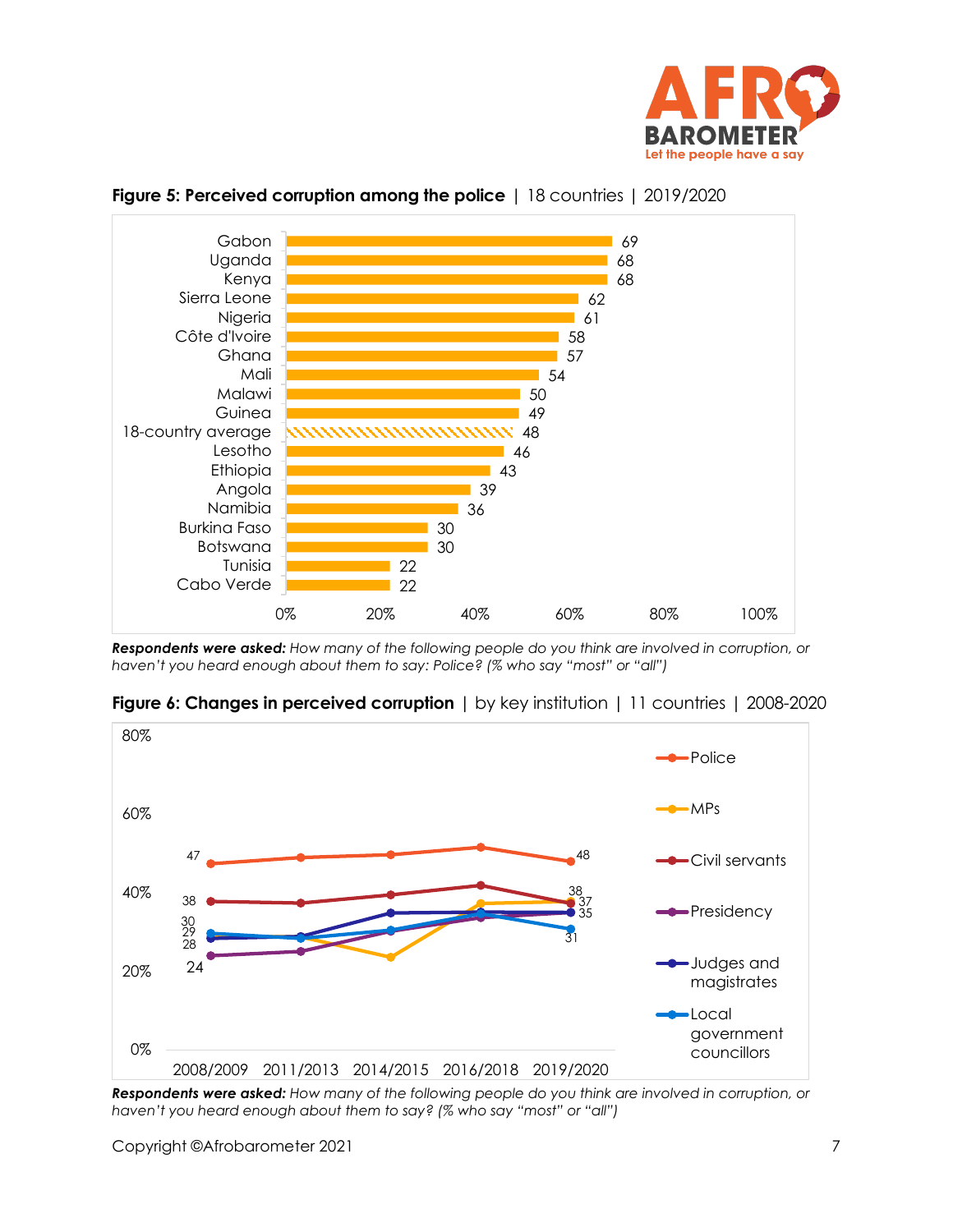**Figure 5: Perceived corruption among the police** | 18 countries | 2019/2020

| Country | % |
|---|---|
| Gabon | 69 |
| Uganda | 68 |
| Kenya | 68 |
| Sierra Leone | 62 |
| Nigeria | 61 |
| Côte d'Ivoire | 58 |
| Ghana | 57 |
| Mali | 54 |
| Malawi | 50 |
| Guinea | 49 |
| 18-country average | 48 |
| Lesotho | 46 |
| Ethiopia | 43 |
| Angola | 39 |
| Namibia | 36 |
| Burkina Faso | 30 |
| Botswana | 30 |
| Tunisia | 22 |
| Cabo Verde | 22 |

***Respondents were asked:*** *How many of the following people do you think are involved in corruption, or haven't you heard enough about them to say: Police? (% who say "most" or "all")*

**Figure 6: Changes in perceived corruption** | by key institution | 11 countries | 2008-2020

| | 2008/2009 | 2019/2020 |
|---|---|---|
| Police | 47 | 48 |
| MPs | 29 | 38 |
| Civil servants | 38 | 37 |
| Presidency | 24 | 35 |
| Judges and magistrates | 28 | 35 |
| Local government councillors | 30 | 31 |

***Respondents were asked:*** *How many of the following people do you think are involved in corruption, or haven't you heard enough about them to say? (% who say "most" or "all")*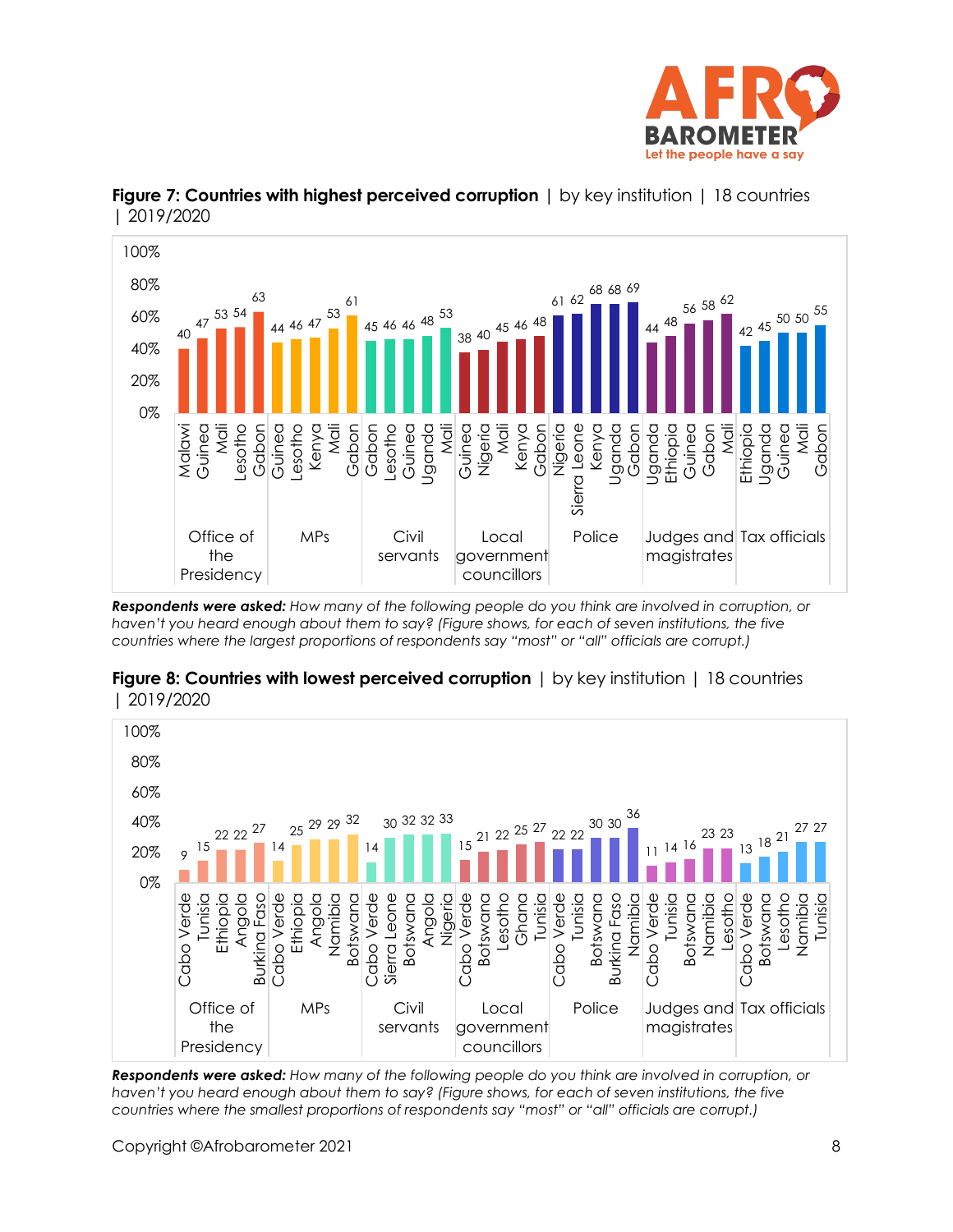**Figure 7: Countries with highest perceived corruption** | by key institution | 18 countries | 2019/2020

| Institution | Country | % |
|---|---|---|
| Office of the Presidency | Malawi | 40 |
| | Guinea | 47 |
| | Mali | 53 |
| | Lesotho | 54 |
| | Gabon | 63 |
| MPs | Guinea | 44 |
| | Lesotho | 46 |
| | Kenya | 47 |
| | Mali | 53 |
| | Gabon | 61 |
| Civil servants | Gabon | 45 |
| | Lesotho | 46 |
| | Guinea | 46 |
| | Uganda | 48 |
| | Mali | 53 |
| Local government councillors | Guinea | 38 |
| | Nigeria | 40 |
| | Mali | 45 |
| | Kenya | 46 |
| | Gabon | 48 |
| Police | Nigeria | 61 |
| | Sierra Leone | 62 |
| | Kenya | 68 |
| | Uganda | 68 |
| | Gabon | 69 |
| Judges and magistrates | Uganda | 44 |
| | Ethiopia | 48 |
| | Guinea | 56 |
| | Gabon | 58 |
| | Mali | 62 |
| Tax officials | Ethiopia | 42 |
| | Uganda | 45 |
| | Guinea | 50 |
| | Mali | 50 |
| | Gabon | 55 |

***Respondents were asked:*** *How many of the following people do you think are involved in corruption, or haven't you heard enough about them to say? (Figure shows, for each of seven institutions, the five countries where the largest proportions of respondents say "most" or "all" officials are corrupt.)*

**Figure 8: Countries with lowest perceived corruption** | by key institution | 18 countries | 2019/2020

| Institution | Country | % |
|---|---|---|
| Office of the Presidency | Cabo Verde | 9 |
| | Tunisia | 15 |
| | Ethiopia | 22 |
| | Angola | 22 |
| | Burkina Faso | 27 |
| MPs | Cabo Verde | 14 |
| | Ethiopia | 25 |
| | Angola | 29 |
| | Namibia | 29 |
| | Botswana | 32 |
| Civil servants | Cabo Verde | 14 |
| | Sierra Leone | 30 |
| | Botswana | 32 |
| | Angola | 32 |
| | Nigeria | 33 |
| Local government councillors | Cabo Verde | 15 |
| | Botswana | 21 |
| | Lesotho | 22 |
| | Ghana | 25 |
| | Tunisia | 27 |
| Police | Cabo Verde | 22 |
| | Tunisia | 22 |
| | Botswana | 30 |
| | Burkina Faso | 30 |
| | Namibia | 36 |
| Judges and magistrates | Cabo Verde | 11 |
| | Tunisia | 14 |
| | Botswana | 16 |
| | Namibia | 23 |
| | Lesotho | 23 |
| Tax officials | Cabo Verde | 13 |
| | Botswana | 18 |
| | Lesotho | 21 |
| | Namibia | 27 |
| | Tunisia | 27 |

***Respondents were asked:*** *How many of the following people do you think are involved in corruption, or haven't you heard enough about them to say? (Figure shows, for each of seven institutions, the five countries where the smallest proportions of respondents say "most" or "all" officials are corrupt.)*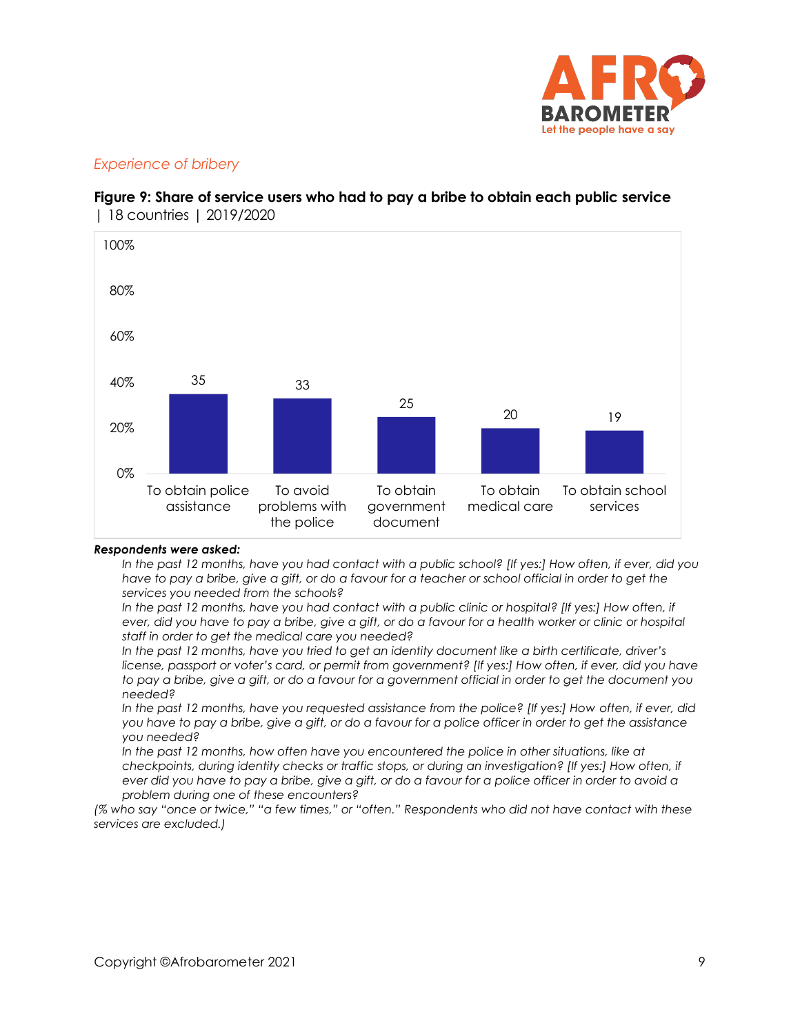*Experience of bribery*

**Figure 9: Share of service users who had to pay a bribe to obtain each public service** | 18 countries | 2019/2020

| | % |
|---|---|
| To obtain police assistance | 35 |
| To avoid problems with the police | 33 |
| To obtain government document | 25 |
| To obtain medical care | 20 |
| To obtain school services | 19 |

***Respondents were asked:***

*In the past 12 months, have you had contact with a public school? [If yes:] How often, if ever, did you have to pay a bribe, give a gift, or do a favour for a teacher or school official in order to get the services you needed from the schools?*

*In the past 12 months, have you had contact with a public clinic or hospital? [If yes:] How often, if ever, did you have to pay a bribe, give a gift, or do a favour for a health worker or clinic or hospital staff in order to get the medical care you needed?*

*In the past 12 months, have you tried to get an identity document like a birth certificate, driver's license, passport or voter's card, or permit from government? [If yes:] How often, if ever, did you have to pay a bribe, give a gift, or do a favour for a government official in order to get the document you needed?*

*In the past 12 months, have you requested assistance from the police? [If yes:] How often, if ever, did you have to pay a bribe, give a gift, or do a favour for a police officer in order to get the assistance you needed?*

*In the past 12 months, how often have you encountered the police in other situations, like at checkpoints, during identity checks or traffic stops, or during an investigation? [If yes:] How often, if ever did you have to pay a bribe, give a gift, or do a favour for a police officer in order to avoid a problem during one of these encounters?*

*(% who say "once or twice," "a few times," or "often." Respondents who did not have contact with these services are excluded.)*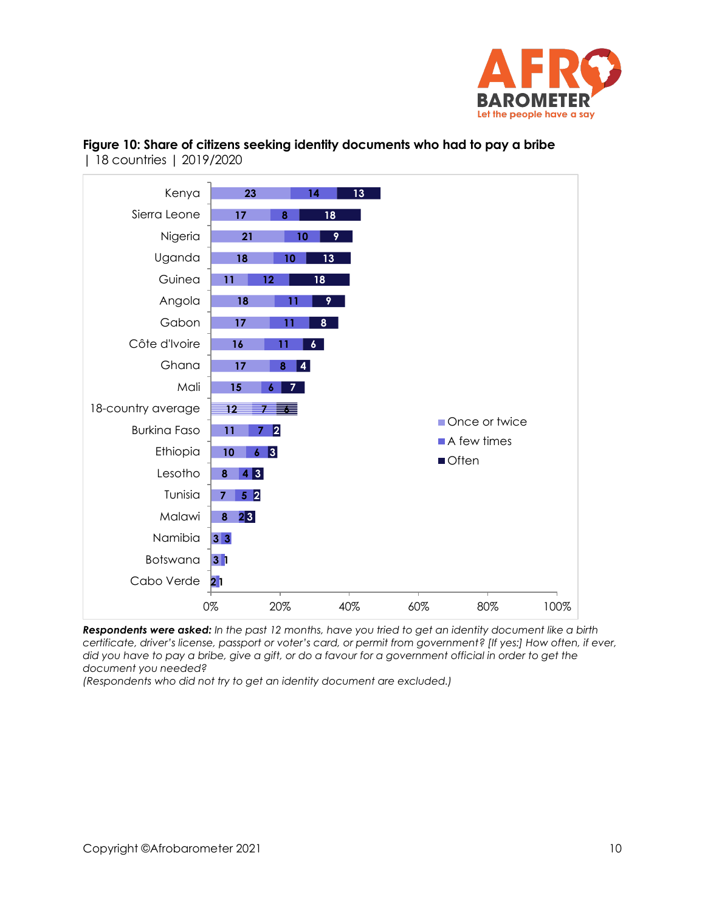**Figure 10: Share of citizens seeking identity documents who had to pay a bribe** | 18 countries | 2019/2020

| Country | Once or twice | A few times | Often |
|---|---|---|---|
| Kenya | 23 | 14 | 13 |
| Sierra Leone | 17 | 8 | 18 |
| Nigeria | 21 | 10 | 9 |
| Uganda | 18 | 10 | 13 |
| Guinea | 11 | 12 | 18 |
| Angola | 18 | 11 | 9 |
| Gabon | 17 | 11 | 8 |
| Côte d'Ivoire | 16 | 11 | 6 |
| Ghana | 17 | 8 | 4 |
| Mali | 15 | 6 | 7 |
| 18-country average | 12 | 7 | 6 |
| Burkina Faso | 11 | 7 | 2 |
| Ethiopia | 10 | 6 | 3 |
| Lesotho | 8 | 4 | 3 |
| Tunisia | 7 | 5 | 2 |
| Malawi | 8 | 2 | 3 |
| Namibia | 3 | 3 | |
| Botswana | 3 | | 1 |
| Cabo Verde | 2 | | 1 |

***Respondents were asked:*** *In the past 12 months, have you tried to get an identity document like a birth certificate, driver's license, passport or voter's card, or permit from government? [If yes:] How often, if ever, did you have to pay a bribe, give a gift, or do a favour for a government official in order to get the document you needed?*
*(Respondents who did not try to get an identity document are excluded.)*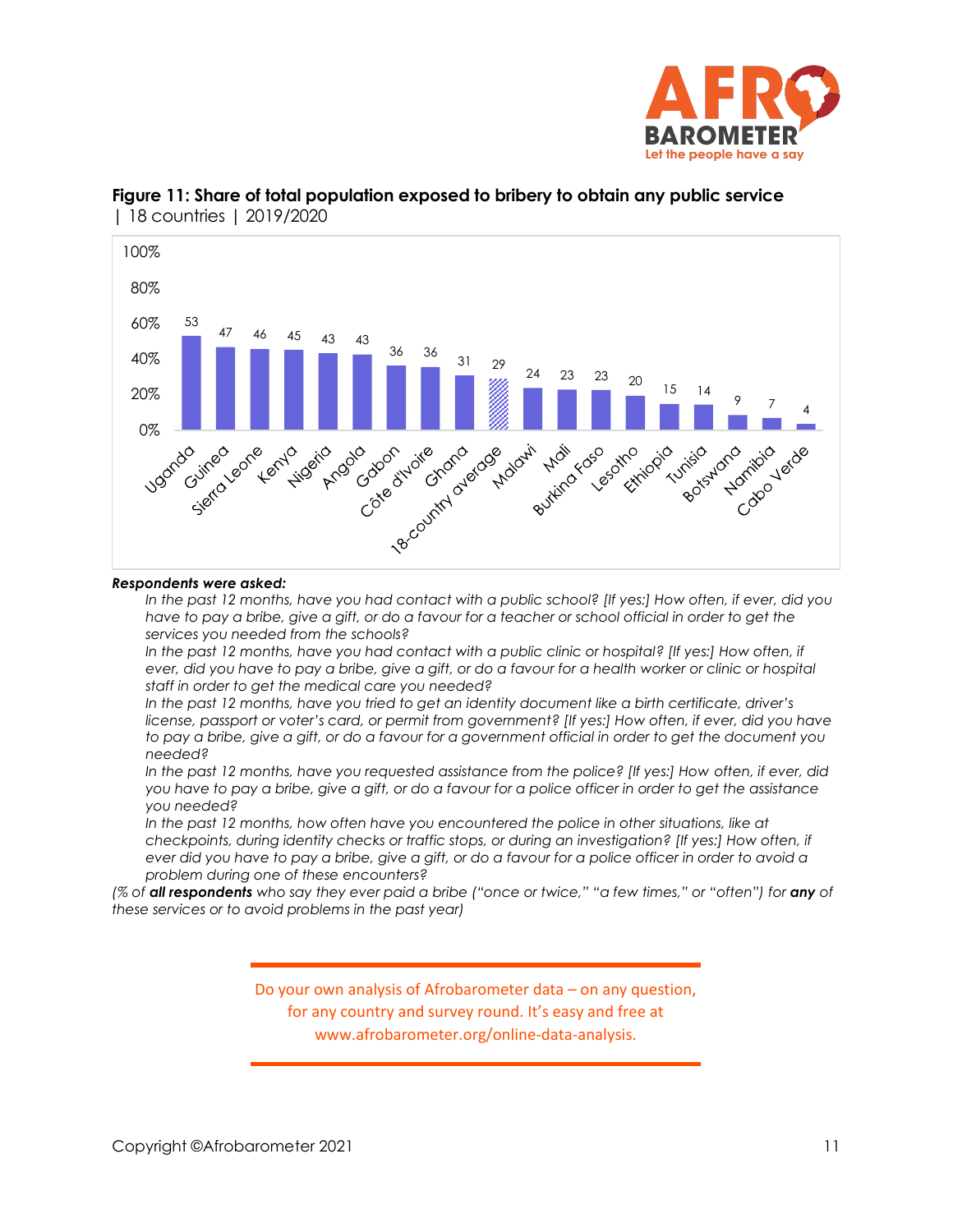**Figure 11: Share of total population exposed to bribery to obtain any public service** | 18 countries | 2019/2020

| Country | % |
|---|---|
| Uganda | 53 |
| Guinea | 47 |
| Sierra Leone | 46 |
| Kenya | 45 |
| Nigeria | 43 |
| Angola | 43 |
| Gabon | 36 |
| Côte d'Ivoire | 36 |
| Ghana | 31 |
| 18-country average | 29 |
| Malawi | 24 |
| Mali | 23 |
| Burkina Faso | 23 |
| Lesotho | 20 |
| Ethiopia | 15 |
| Tunisia | 14 |
| Botswana | 9 |
| Namibia | 7 |
| Cabo Verde | 4 |

***Respondents were asked:***

*In the past 12 months, have you had contact with a public school? [If yes:] How often, if ever, did you have to pay a bribe, give a gift, or do a favour for a teacher or school official in order to get the services you needed from the schools?*

*In the past 12 months, have you had contact with a public clinic or hospital? [If yes:] How often, if ever, did you have to pay a bribe, give a gift, or do a favour for a health worker or clinic or hospital staff in order to get the medical care you needed?*

*In the past 12 months, have you tried to get an identity document like a birth certificate, driver's license, passport or voter's card, or permit from government? [If yes:] How often, if ever, did you have to pay a bribe, give a gift, or do a favour for a government official in order to get the document you needed?*

*In the past 12 months, have you requested assistance from the police? [If yes:] How often, if ever, did you have to pay a bribe, give a gift, or do a favour for a police officer in order to get the assistance you needed?*

*In the past 12 months, how often have you encountered the police in other situations, like at checkpoints, during identity checks or traffic stops, or during an investigation? [If yes:] How often, if ever did you have to pay a bribe, give a gift, or do a favour for a police officer in order to avoid a problem during one of these encounters?*

*(% of **all respondents** who say they ever paid a bribe ("once or twice," "a few times," or "often") for **any** of these services or to avoid problems in the past year)*

Do your own analysis of Afrobarometer data – on any question, for any country and survey round. It's easy and free at www.afrobarometer.org/online-data-analysis.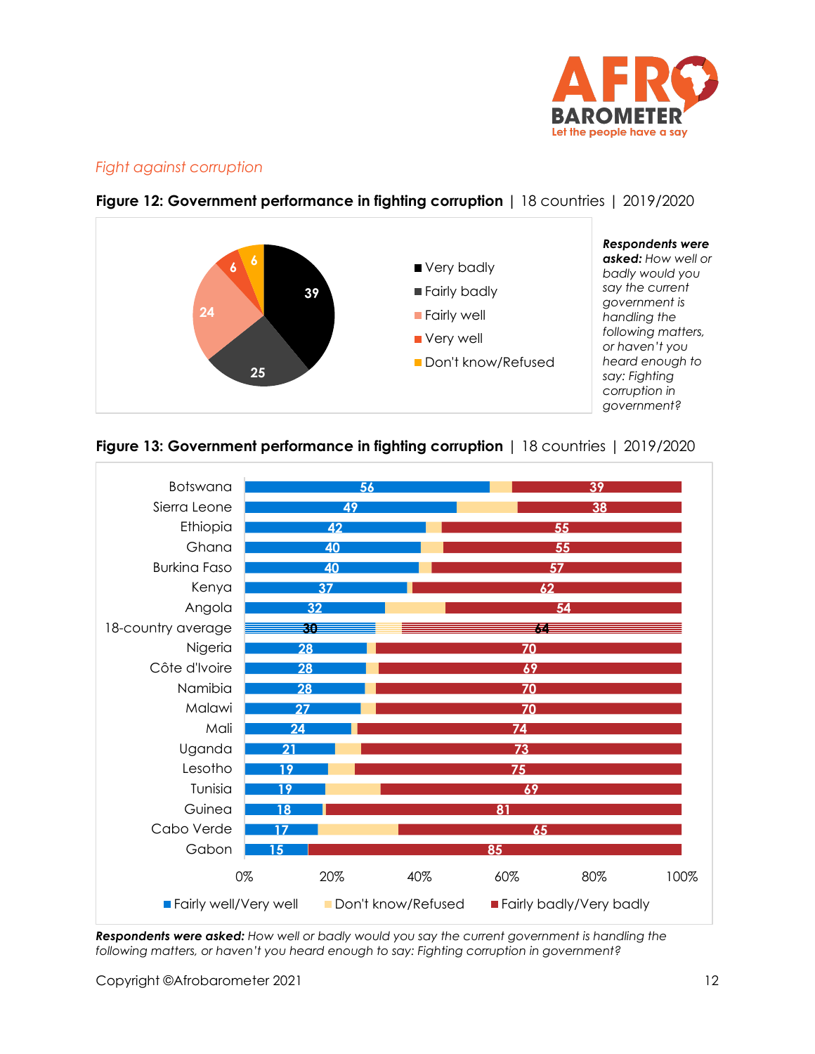*Fight against corruption*

**Figure 12: Government performance in fighting corruption** | 18 countries | 2019/2020

| Response | % |
|---|---|
| Very badly | 39 |
| Fairly badly | 25 |
| Fairly well | 24 |
| Very well | 6 |
| Don't know/Refused | 6 |

***Respondents were asked:*** *How well or badly would you say the current government is handling the following matters, or haven't you heard enough to say: Fighting corruption in government?*

**Figure 13: Government performance in fighting corruption** | 18 countries | 2019/2020

| Country | Fairly well/Very well | Fairly badly/Very badly |
|---|---|---|
| Botswana | 56 | 39 |
| Sierra Leone | 49 | 38 |
| Ethiopia | 42 | 55 |
| Ghana | 40 | 55 |
| Burkina Faso | 40 | 57 |
| Kenya | 37 | 62 |
| Angola | 32 | 54 |
| 18-country average | 30 | 64 |
| Nigeria | 28 | 70 |
| Côte d'Ivoire | 28 | 69 |
| Namibia | 28 | 70 |
| Malawi | 27 | 70 |
| Mali | 24 | 74 |
| Uganda | 21 | 73 |
| Lesotho | 19 | 75 |
| Tunisia | 19 | 69 |
| Guinea | 18 | 81 |
| Cabo Verde | 17 | 65 |
| Gabon | 15 | 85 |

***Respondents were asked:*** *How well or badly would you say the current government is handling the following matters, or haven't you heard enough to say: Fighting corruption in government?*

Copyright ©Afrobarometer 2021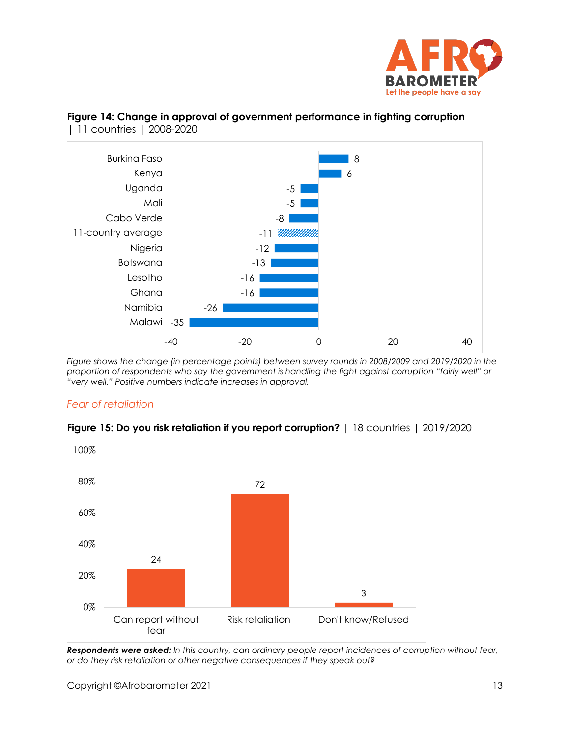**Figure 14: Change in approval of government performance in fighting corruption** | 11 countries | 2008-2020

| Country | Change |
|---|---|
| Burkina Faso | 8 |
| Kenya | 6 |
| Uganda | -5 |
| Mali | -5 |
| Cabo Verde | -8 |
| 11-country average | -11 |
| Nigeria | -12 |
| Botswana | -13 |
| Lesotho | -16 |
| Ghana | -16 |
| Namibia | -26 |
| Malawi | -35 |

*Figure shows the change (in percentage points) between survey rounds in 2008/2009 and 2019/2020 in the proportion of respondents who say the government is handling the fight against corruption "fairly well" or "very well." Positive numbers indicate increases in approval.*

### *Fear of retaliation*

**Figure 15: Do you risk retaliation if you report corruption?** | 18 countries | 2019/2020

| Response | % |
|---|---|
| Can report without fear | 24 |
| Risk retaliation | 72 |
| Don't know/Refused | 3 |

***Respondents were asked:*** *In this country, can ordinary people report incidences of corruption without fear, or do they risk retaliation or other negative consequences if they speak out?*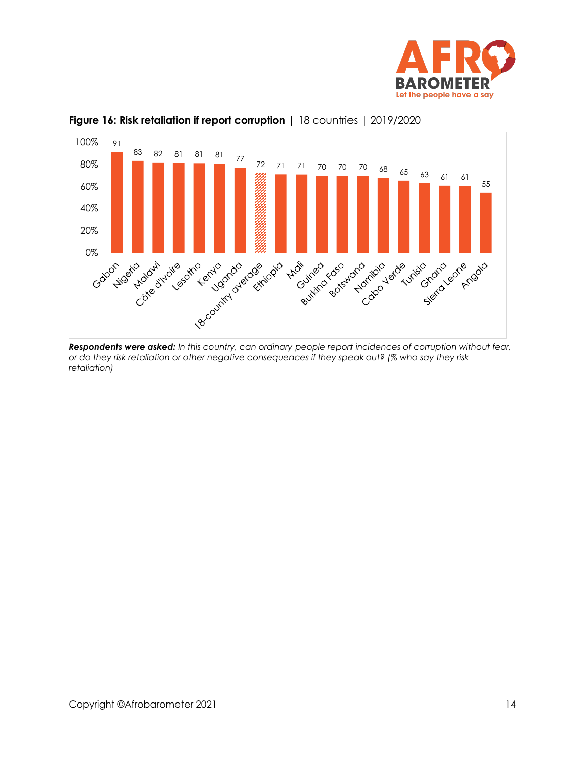**Figure 16: Risk retaliation if report corruption** | 18 countries | 2019/2020

| Country | % |
|---|---|
| Gabon | 91 |
| Nigeria | 83 |
| Malawi | 82 |
| Côte d'Ivoire | 81 |
| Lesotho | 81 |
| Kenya | 81 |
| Uganda | 77 |
| 18-country average | 72 |
| Ethiopia | 71 |
| Mali | 71 |
| Guinea | 70 |
| Burkina Faso | 70 |
| Botswana | 70 |
| Namibia | 68 |
| Cabo Verde | 65 |
| Tunisia | 63 |
| Ghana | 61 |
| Sierra Leone | 61 |
| Angola | 55 |

***Respondents were asked:*** *In this country, can ordinary people report incidences of corruption without fear, or do they risk retaliation or other negative consequences if they speak out? (% who say they risk retaliation)*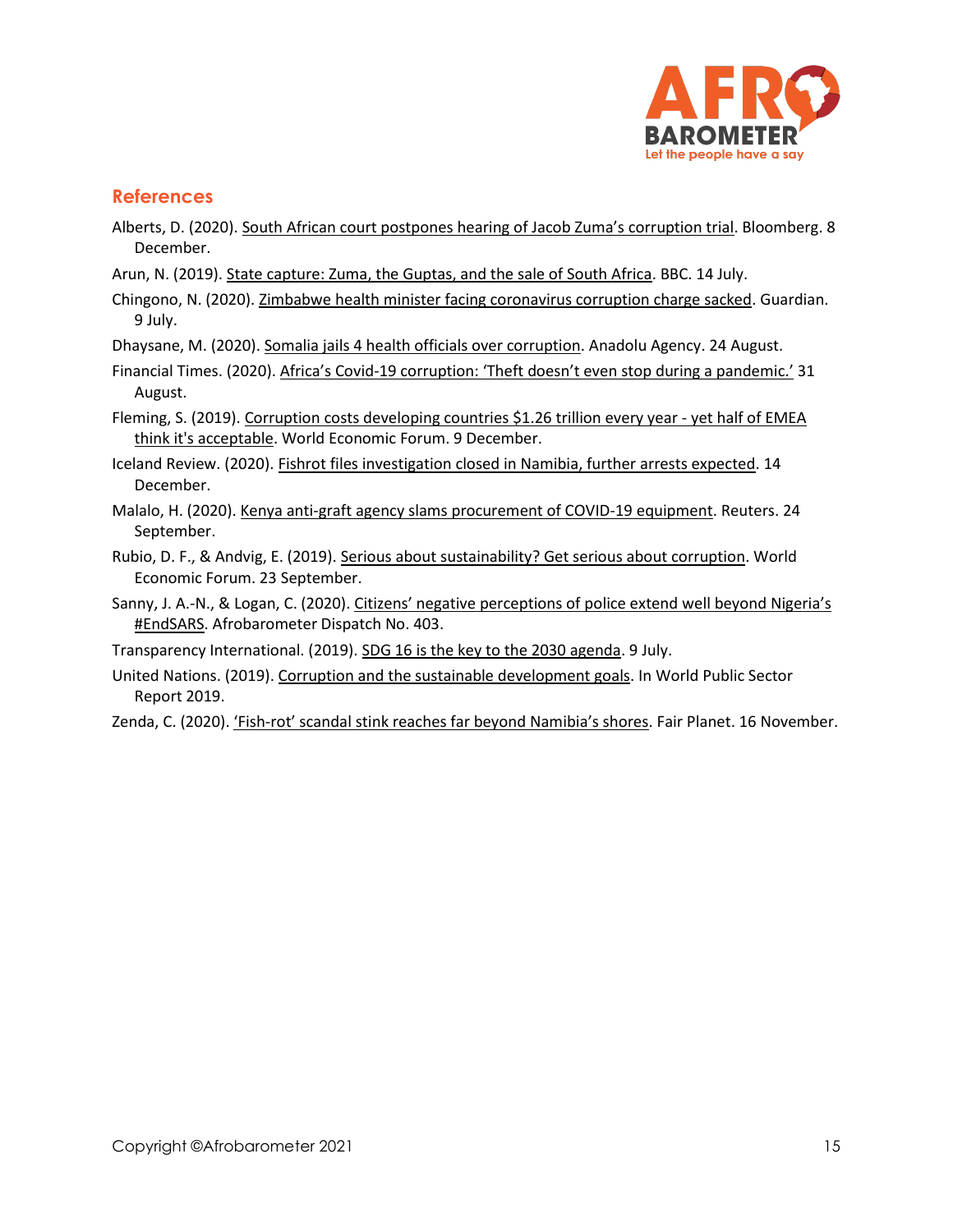## References

Alberts, D. (2020). South African court postpones hearing of Jacob Zuma's corruption trial. Bloomberg. 8 December.

Arun, N. (2019). State capture: Zuma, the Guptas, and the sale of South Africa. BBC. 14 July.

Chingono, N. (2020). Zimbabwe health minister facing coronavirus corruption charge sacked. Guardian. 9 July.

Dhaysane, M. (2020). Somalia jails 4 health officials over corruption. Anadolu Agency. 24 August.

Financial Times. (2020). Africa's Covid-19 corruption: 'Theft doesn't even stop during a pandemic.' 31 August.

Fleming, S. (2019). Corruption costs developing countries $1.26 trillion every year - yet half of EMEA think it's acceptable. World Economic Forum. 9 December.

Iceland Review. (2020). Fishrot files investigation closed in Namibia, further arrests expected. 14 December.

Malalo, H. (2020). Kenya anti-graft agency slams procurement of COVID-19 equipment. Reuters. 24 September.

Rubio, D. F., & Andvig, E. (2019). Serious about sustainability? Get serious about corruption. World Economic Forum. 23 September.

Sanny, J. A.-N., & Logan, C. (2020). Citizens' negative perceptions of police extend well beyond Nigeria's #EndSARS. Afrobarometer Dispatch No. 403.

Transparency International. (2019). SDG 16 is the key to the 2030 agenda. 9 July.

United Nations. (2019). Corruption and the sustainable development goals. In World Public Sector Report 2019.

Zenda, C. (2020). 'Fish-rot' scandal stink reaches far beyond Namibia's shores. Fair Planet. 16 November.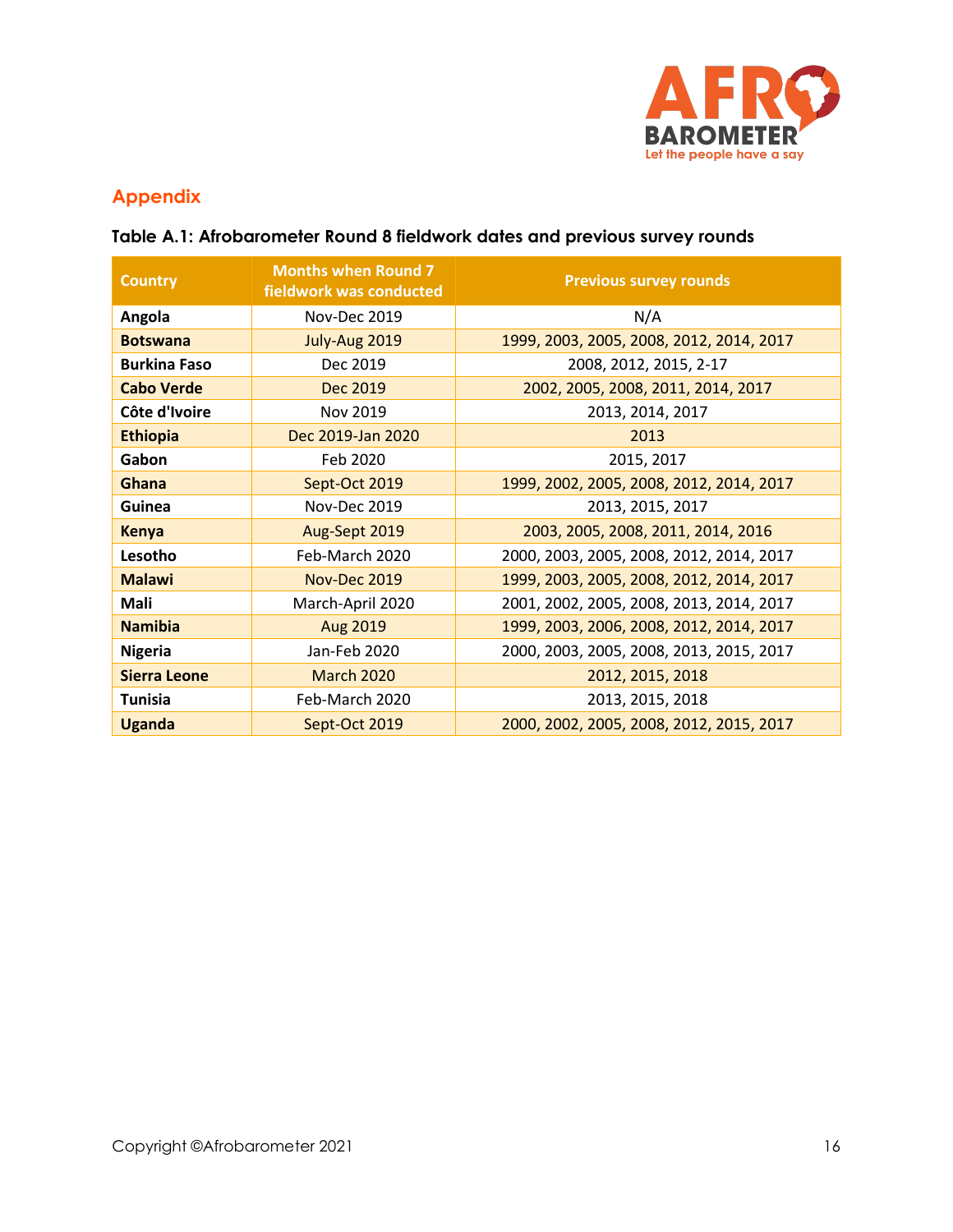## Appendix

**Table A.1: Afrobarometer Round 8 fieldwork dates and previous survey rounds**

| Country | Months when Round 7 fieldwork was conducted | Previous survey rounds |
|---|---|---|
| **Angola** | Nov-Dec 2019 | N/A |
| **Botswana** | July-Aug 2019 | 1999, 2003, 2005, 2008, 2012, 2014, 2017 |
| **Burkina Faso** | Dec 2019 | 2008, 2012, 2015, 2-17 |
| **Cabo Verde** | Dec 2019 | 2002, 2005, 2008, 2011, 2014, 2017 |
| **Côte d'Ivoire** | Nov 2019 | 2013, 2014, 2017 |
| **Ethiopia** | Dec 2019-Jan 2020 | 2013 |
| **Gabon** | Feb 2020 | 2015, 2017 |
| **Ghana** | Sept-Oct 2019 | 1999, 2002, 2005, 2008, 2012, 2014, 2017 |
| **Guinea** | Nov-Dec 2019 | 2013, 2015, 2017 |
| **Kenya** | Aug-Sept 2019 | 2003, 2005, 2008, 2011, 2014, 2016 |
| **Lesotho** | Feb-March 2020 | 2000, 2003, 2005, 2008, 2012, 2014, 2017 |
| **Malawi** | Nov-Dec 2019 | 1999, 2003, 2005, 2008, 2012, 2014, 2017 |
| **Mali** | March-April 2020 | 2001, 2002, 2005, 2008, 2013, 2014, 2017 |
| **Namibia** | Aug 2019 | 1999, 2003, 2006, 2008, 2012, 2014, 2017 |
| **Nigeria** | Jan-Feb 2020 | 2000, 2003, 2005, 2008, 2013, 2015, 2017 |
| **Sierra Leone** | March 2020 | 2012, 2015, 2018 |
| **Tunisia** | Feb-March 2020 | 2013, 2015, 2018 |
| **Uganda** | Sept-Oct 2019 | 2000, 2002, 2005, 2008, 2012, 2015, 2017 |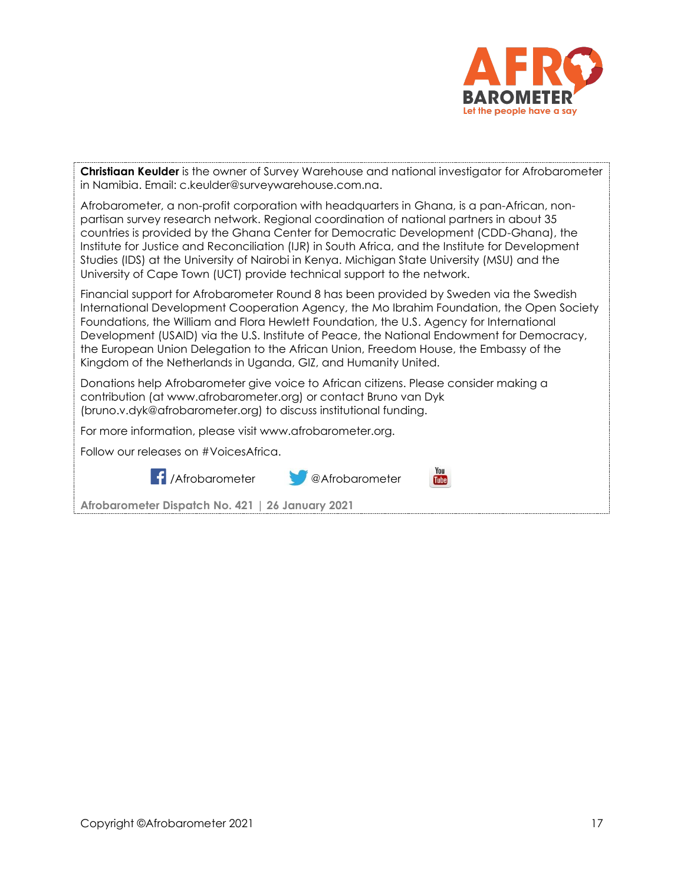**Christiaan Keulder** is the owner of Survey Warehouse and national investigator for Afrobarometer in Namibia. Email: c.keulder@surveywarehouse.com.na.

Afrobarometer, a non-profit corporation with headquarters in Ghana, is a pan-African, non-partisan survey research network. Regional coordination of national partners in about 35 countries is provided by the Ghana Center for Democratic Development (CDD-Ghana), the Institute for Justice and Reconciliation (IJR) in South Africa, and the Institute for Development Studies (IDS) at the University of Nairobi in Kenya. Michigan State University (MSU) and the University of Cape Town (UCT) provide technical support to the network.

Financial support for Afrobarometer Round 8 has been provided by Sweden via the Swedish International Development Cooperation Agency, the Mo Ibrahim Foundation, the Open Society Foundations, the William and Flora Hewlett Foundation, the U.S. Agency for International Development (USAID) via the U.S. Institute of Peace, the National Endowment for Democracy, the European Union Delegation to the African Union, Freedom House, the Embassy of the Kingdom of the Netherlands in Uganda, GIZ, and Humanity United.

Donations help Afrobarometer give voice to African citizens. Please consider making a contribution (at www.afrobarometer.org) or contact Bruno van Dyk (bruno.v.dyk@afrobarometer.org) to discuss institutional funding.

For more information, please visit www.afrobarometer.org.

Follow our releases on #VoicesAfrica.

/Afrobarometer @Afrobarometer

**Afrobarometer Dispatch No. 421 | 26 January 2021**

Copyright ©Afrobarometer 2021